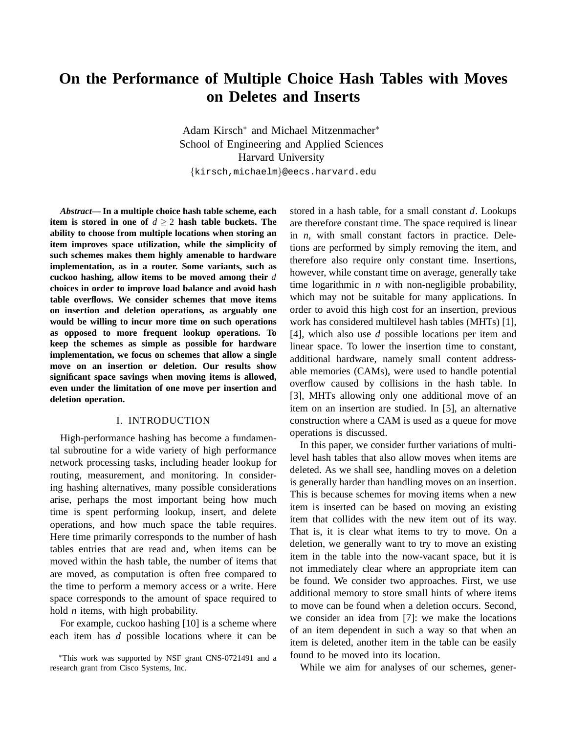# On the Performance of Multiple Choice Hash Tables with Moves on Deletes and Inserts

Adam Kirsch* and Michael Mitzenmacher*
School of Engineering and Applied Sciences
Harvard University
{kirsch,michaelm}@eecs.harvard.edu

***Abstract*— In a multiple choice hash table scheme, each item is stored in one of $d \geq 2$ hash table buckets. The ability to choose from multiple locations when storing an item improves space utilization, while the simplicity of such schemes makes them highly amenable to hardware implementation, as in a router. Some variants, such as cuckoo hashing, allow items to be moved among their $d$ choices in order to improve load balance and avoid hash table overflows. We consider schemes that move items on insertion and deletion operations, as arguably one would be willing to incur more time on such operations as opposed to more frequent lookup operations. To keep the schemes as simple as possible for hardware implementation, we focus on schemes that allow a single move on an insertion or deletion. Our results show significant space savings when moving items is allowed, even under the limitation of one move per insertion and deletion operation.**

## I. INTRODUCTION

High-performance hashing has become a fundamental subroutine for a wide variety of high performance network processing tasks, including header lookup for routing, measurement, and monitoring. In considering hashing alternatives, many possible considerations arise, perhaps the most important being how much time is spent performing lookup, insert, and delete operations, and how much space the table requires. Here time primarily corresponds to the number of hash tables entries that are read and, when items can be moved within the hash table, the number of items that are moved, as computation is often free compared to the time to perform a memory access or a write. Here space corresponds to the amount of space required to hold $n$ items, with high probability.

For example, cuckoo hashing [10] is a scheme where each item has $d$ possible locations where it can be stored in a hash table, for a small constant $d$. Lookups are therefore constant time. The space required is linear in $n$, with small constant factors in practice. Deletions are performed by simply removing the item, and therefore also require only constant time. Insertions, however, while constant time on average, generally take time logarithmic in $n$ with non-negligible probability, which may not be suitable for many applications. In order to avoid this high cost for an insertion, previous work has considered multilevel hash tables (MHTs) [1], [4], which also use $d$ possible locations per item and linear space. To lower the insertion time to constant, additional hardware, namely small content addressable memories (CAMs), were used to handle potential overflow caused by collisions in the hash table. In [3], MHTs allowing only one additional move of an item on an insertion are studied. In [5], an alternative construction where a CAM is used as a queue for move operations is discussed.

In this paper, we consider further variations of multilevel hash tables that also allow moves when items are deleted. As we shall see, handling moves on a deletion is generally harder than handling moves on an insertion. This is because schemes for moving items when a new item is inserted can be based on moving an existing item that collides with the new item out of its way. That is, it is clear what items to try to move. On a deletion, we generally want to try to move an existing item in the table into the now-vacant space, but it is not immediately clear where an appropriate item can be found. We consider two approaches. First, we use additional memory to store small hints of where items to move can be found when a deletion occurs. Second, we consider an idea from [7]: we make the locations of an item dependent in such a way so that when an item is deleted, another item in the table can be easily found to be moved into its location.

While we aim for analyses of our schemes, gener-

*This work was supported by NSF grant CNS-0721491 and a research grant from Cisco Systems, Inc.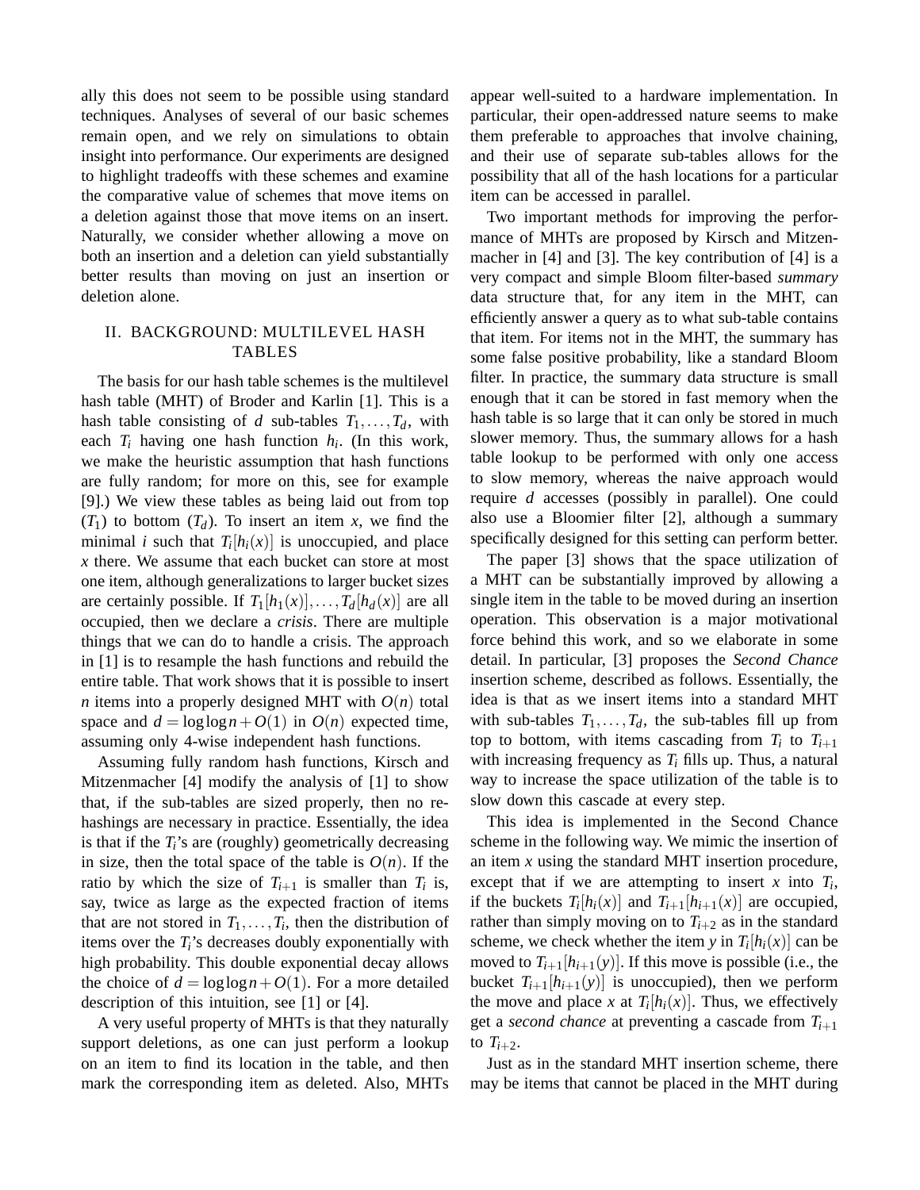ally this does not seem to be possible using standard techniques. Analyses of several of our basic schemes remain open, and we rely on simulations to obtain insight into performance. Our experiments are designed to highlight tradeoffs with these schemes and examine the comparative value of schemes that move items on a deletion against those that move items on an insert. Naturally, we consider whether allowing a move on both an insertion and a deletion can yield substantially better results than moving on just an insertion or deletion alone.

## II. Background: Multilevel Hash Tables

The basis for our hash table schemes is the multilevel hash table (MHT) of Broder and Karlin [1]. This is a hash table consisting of $d$ sub-tables $T_1, \ldots, T_d$, with each $T_i$ having one hash function $h_i$. (In this work, we make the heuristic assumption that hash functions are fully random; for more on this, see for example [9].) We view these tables as being laid out from top ($T_1$) to bottom ($T_d$). To insert an item $x$, we find the minimal $i$ such that $T_i[h_i(x)]$ is unoccupied, and place $x$ there. We assume that each bucket can store at most one item, although generalizations to larger bucket sizes are certainly possible. If $T_1[h_1(x)], \ldots, T_d[h_d(x)]$ are all occupied, then we declare a *crisis*. There are multiple things that we can do to handle a crisis. The approach in [1] is to resample the hash functions and rebuild the entire table. That work shows that it is possible to insert $n$ items into a properly designed MHT with $O(n)$ total space and $d = \log \log n + O(1)$ in $O(n)$ expected time, assuming only 4-wise independent hash functions.

Assuming fully random hash functions, Kirsch and Mitzenmacher [4] modify the analysis of [1] to show that, if the sub-tables are sized properly, then no rehashings are necessary in practice. Essentially, the idea is that if the $T_i$'s are (roughly) geometrically decreasing in size, then the total space of the table is $O(n)$. If the ratio by which the size of $T_{i+1}$ is smaller than $T_i$ is, say, twice as large as the expected fraction of items that are not stored in $T_1, \ldots, T_i$, then the distribution of items over the $T_i$'s decreases doubly exponentially with high probability. This double exponential decay allows the choice of $d = \log \log n + O(1)$. For a more detailed description of this intuition, see [1] or [4].

A very useful property of MHTs is that they naturally support deletions, as one can just perform a lookup on an item to find its location in the table, and then mark the corresponding item as deleted. Also, MHTs appear well-suited to a hardware implementation. In particular, their open-addressed nature seems to make them preferable to approaches that involve chaining, and their use of separate sub-tables allows for the possibility that all of the hash locations for a particular item can be accessed in parallel.

Two important methods for improving the performance of MHTs are proposed by Kirsch and Mitzenmacher in [4] and [3]. The key contribution of [4] is a very compact and simple Bloom filter-based *summary* data structure that, for any item in the MHT, can efficiently answer a query as to what sub-table contains that item. For items not in the MHT, the summary has some false positive probability, like a standard Bloom filter. In practice, the summary data structure is small enough that it can be stored in fast memory when the hash table is so large that it can only be stored in much slower memory. Thus, the summary allows for a hash table lookup to be performed with only one access to slow memory, whereas the naive approach would require $d$ accesses (possibly in parallel). One could also use a Bloomier filter [2], although a summary specifically designed for this setting can perform better.

The paper [3] shows that the space utilization of a MHT can be substantially improved by allowing a single item in the table to be moved during an insertion operation. This observation is a major motivational force behind this work, and so we elaborate in some detail. In particular, [3] proposes the *Second Chance* insertion scheme, described as follows. Essentially, the idea is that as we insert items into a standard MHT with sub-tables $T_1, \ldots, T_d$, the sub-tables fill up from top to bottom, with items cascading from $T_i$ to $T_{i+1}$ with increasing frequency as $T_i$ fills up. Thus, a natural way to increase the space utilization of the table is to slow down this cascade at every step.

This idea is implemented in the Second Chance scheme in the following way. We mimic the insertion of an item $x$ using the standard MHT insertion procedure, except that if we are attempting to insert $x$ into $T_i$, if the buckets $T_i[h_i(x)]$ and $T_{i+1}[h_{i+1}(x)]$ are occupied, rather than simply moving on to $T_{i+2}$ as in the standard scheme, we check whether the item $y$ in $T_i[h_i(x)]$ can be moved to $T_{i+1}[h_{i+1}(y)]$. If this move is possible (i.e., the bucket $T_{i+1}[h_{i+1}(y)]$ is unoccupied), then we perform the move and place $x$ at $T_i[h_i(x)]$. Thus, we effectively get a *second chance* at preventing a cascade from $T_{i+1}$ to $T_{i+2}$.

Just as in the standard MHT insertion scheme, there may be items that cannot be placed in the MHT during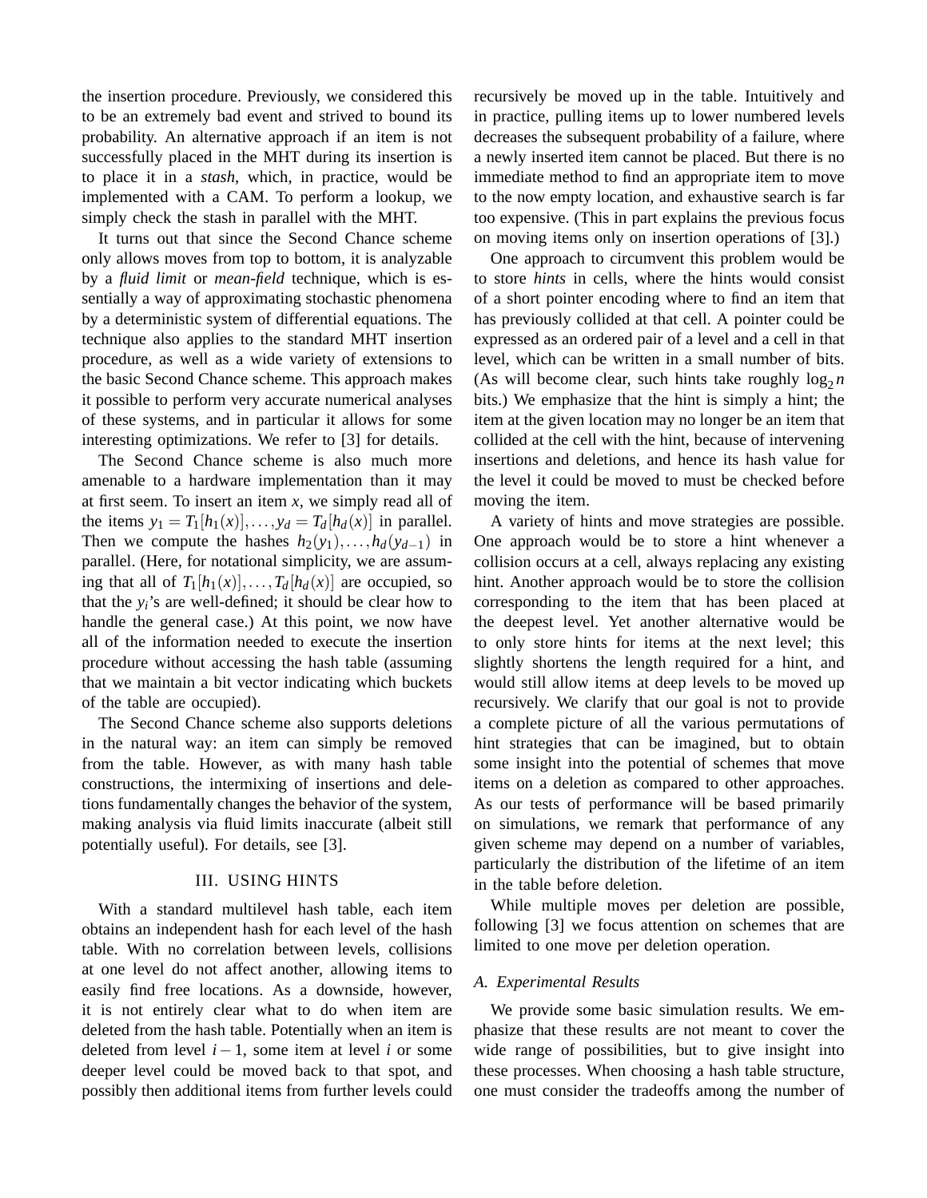the insertion procedure. Previously, we considered this to be an extremely bad event and strived to bound its probability. An alternative approach if an item is not successfully placed in the MHT during its insertion is to place it in a *stash*, which, in practice, would be implemented with a CAM. To perform a lookup, we simply check the stash in parallel with the MHT.

It turns out that since the Second Chance scheme only allows moves from top to bottom, it is analyzable by a *fluid limit* or *mean-field* technique, which is essentially a way of approximating stochastic phenomena by a deterministic system of differential equations. The technique also applies to the standard MHT insertion procedure, as well as a wide variety of extensions to the basic Second Chance scheme. This approach makes it possible to perform very accurate numerical analyses of these systems, and in particular it allows for some interesting optimizations. We refer to [3] for details.

The Second Chance scheme is also much more amenable to a hardware implementation than it may at first seem. To insert an item $x$, we simply read all of the items $y_1 = T_1[h_1(x)], \ldots, y_d = T_d[h_d(x)]$ in parallel. Then we compute the hashes $h_2(y_1), \ldots, h_d(y_{d-1})$ in parallel. (Here, for notational simplicity, we are assuming that all of $T_1[h_1(x)], \ldots, T_d[h_d(x)]$ are occupied, so that the $y_i$'s are well-defined; it should be clear how to handle the general case.) At this point, we now have all of the information needed to execute the insertion procedure without accessing the hash table (assuming that we maintain a bit vector indicating which buckets of the table are occupied).

The Second Chance scheme also supports deletions in the natural way: an item can simply be removed from the table. However, as with many hash table constructions, the intermixing of insertions and deletions fundamentally changes the behavior of the system, making analysis via fluid limits inaccurate (albeit still potentially useful). For details, see [3].

## III. Using Hints

With a standard multilevel hash table, each item obtains an independent hash for each level of the hash table. With no correlation between levels, collisions at one level do not affect another, allowing items to easily find free locations. As a downside, however, it is not entirely clear what to do when item are deleted from the hash table. Potentially when an item is deleted from level $i-1$, some item at level $i$ or some deeper level could be moved back to that spot, and possibly then additional items from further levels could recursively be moved up in the table. Intuitively and in practice, pulling items up to lower numbered levels decreases the subsequent probability of a failure, where a newly inserted item cannot be placed. But there is no immediate method to find an appropriate item to move to the now empty location, and exhaustive search is far too expensive. (This in part explains the previous focus on moving items only on insertion operations of [3].)

One approach to circumvent this problem would be to store *hints* in cells, where the hints would consist of a short pointer encoding where to find an item that has previously collided at that cell. A pointer could be expressed as an ordered pair of a level and a cell in that level, which can be written in a small number of bits. (As will become clear, such hints take roughly $\log_2 n$ bits.) We emphasize that the hint is simply a hint; the item at the given location may no longer be an item that collided at the cell with the hint, because of intervening insertions and deletions, and hence its hash value for the level it could be moved to must be checked before moving the item.

A variety of hints and move strategies are possible. One approach would be to store a hint whenever a collision occurs at a cell, always replacing any existing hint. Another approach would be to store the collision corresponding to the item that has been placed at the deepest level. Yet another alternative would be to only store hints for items at the next level; this slightly shortens the length required for a hint, and would still allow items at deep levels to be moved up recursively. We clarify that our goal is not to provide a complete picture of all the various permutations of hint strategies that can be imagined, but to obtain some insight into the potential of schemes that move items on a deletion as compared to other approaches. As our tests of performance will be based primarily on simulations, we remark that performance of any given scheme may depend on a number of variables, particularly the distribution of the lifetime of an item in the table before deletion.

While multiple moves per deletion are possible, following [3] we focus attention on schemes that are limited to one move per deletion operation.

### A. Experimental Results

We provide some basic simulation results. We emphasize that these results are not meant to cover the wide range of possibilities, but to give insight into these processes. When choosing a hash table structure, one must consider the tradeoffs among the number of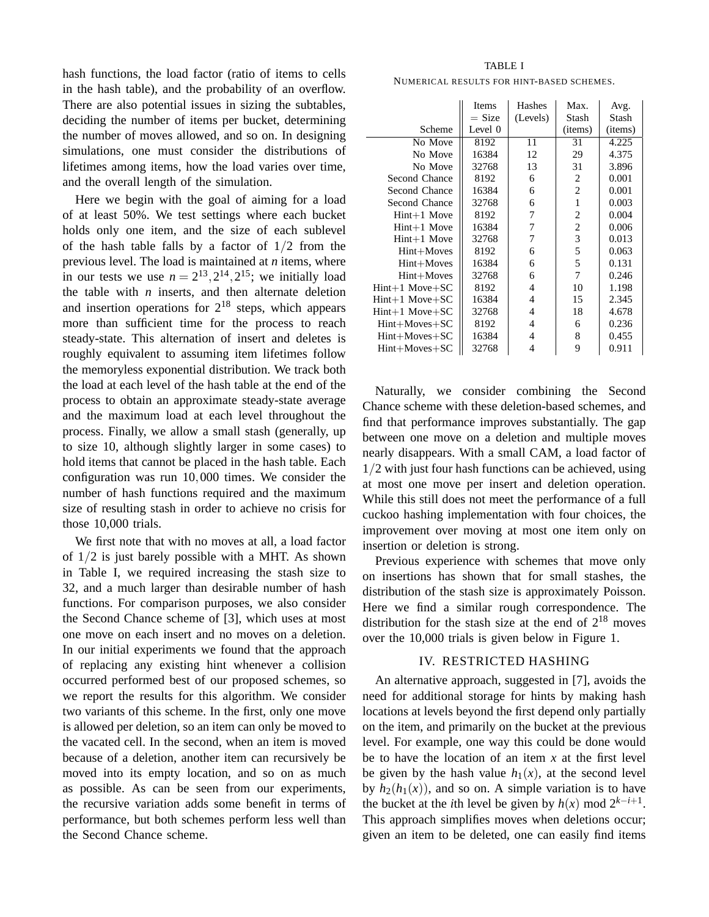hash functions, the load factor (ratio of items to cells in the hash table), and the probability of an overflow. There are also potential issues in sizing the subtables, deciding the number of items per bucket, determining the number of moves allowed, and so on. In designing simulations, one must consider the distributions of lifetimes among items, how the load varies over time, and the overall length of the simulation.

Here we begin with the goal of aiming for a load of at least 50%. We test settings where each bucket holds only one item, and the size of each sublevel of the hash table falls by a factor of $1/2$ from the previous level. The load is maintained at $n$ items, where in our tests we use $n = 2^{13}, 2^{14}, 2^{15}$; we initially load the table with $n$ inserts, and then alternate deletion and insertion operations for $2^{18}$ steps, which appears more than sufficient time for the process to reach steady-state. This alternation of insert and deletes is roughly equivalent to assuming item lifetimes follow the memoryless exponential distribution. We track both the load at each level of the hash table at the end of the process to obtain an approximate steady-state average and the maximum load at each level throughout the process. Finally, we allow a small stash (generally, up to size 10, although slightly larger in some cases) to hold items that cannot be placed in the hash table. Each configuration was run $10,000$ times. We consider the number of hash functions required and the maximum size of resulting stash in order to achieve no crisis for those 10,000 trials.

We first note that with no moves at all, a load factor of $1/2$ is just barely possible with a MHT. As shown in Table I, we required increasing the stash size to 32, and a much larger than desirable number of hash functions. For comparison purposes, we also consider the Second Chance scheme of [3], which uses at most one move on each insert and no moves on a deletion. In our initial experiments we found that the approach of replacing any existing hint whenever a collision occurred performed best of our proposed schemes, so we report the results for this algorithm. We consider two variants of this scheme. In the first, only one move is allowed per deletion, so an item can only be moved to the vacated cell. In the second, when an item is moved because of a deletion, another item can recursively be moved into its empty location, and so on as much as possible. As can be seen from our experiments, the recursive variation adds some benefit in terms of performance, but both schemes perform less well than the Second Chance scheme.

TABLE I
NUMERICAL RESULTS FOR HINT-BASED SCHEMES.

| Scheme | Items = Size Level 0 | Hashes (Levels) | Max. Stash (items) | Avg. Stash (items) |
|---|---|---|---|---|
| No Move | 8192 | 11 | 31 | 4.225 |
| No Move | 16384 | 12 | 29 | 4.375 |
| No Move | 32768 | 13 | 31 | 3.896 |
| Second Chance | 8192 | 6 | 2 | 0.001 |
| Second Chance | 16384 | 6 | 2 | 0.001 |
| Second Chance | 32768 | 6 | 1 | 0.003 |
| Hint+1 Move | 8192 | 7 | 2 | 0.004 |
| Hint+1 Move | 16384 | 7 | 2 | 0.006 |
| Hint+1 Move | 32768 | 7 | 3 | 0.013 |
| Hint+Moves | 8192 | 6 | 5 | 0.063 |
| Hint+Moves | 16384 | 6 | 5 | 0.131 |
| Hint+Moves | 32768 | 6 | 7 | 0.246 |
| Hint+1 Move+SC | 8192 | 4 | 10 | 1.198 |
| Hint+1 Move+SC | 16384 | 4 | 15 | 2.345 |
| Hint+1 Move+SC | 32768 | 4 | 18 | 4.678 |
| Hint+Moves+SC | 8192 | 4 | 6 | 0.236 |
| Hint+Moves+SC | 16384 | 4 | 8 | 0.455 |
| Hint+Moves+SC | 32768 | 4 | 9 | 0.911 |

Naturally, we consider combining the Second Chance scheme with these deletion-based schemes, and find that performance improves substantially. The gap between one move on a deletion and multiple moves nearly disappears. With a small CAM, a load factor of $1/2$ with just four hash functions can be achieved, using at most one move per insert and deletion operation. While this still does not meet the performance of a full cuckoo hashing implementation with four choices, the improvement over moving at most one item only on insertion or deletion is strong.

Previous experience with schemes that move only on insertions has shown that for small stashes, the distribution of the stash size is approximately Poisson. Here we find a similar rough correspondence. The distribution for the stash size at the end of $2^{18}$ moves over the 10,000 trials is given below in Figure 1.

## IV. Restricted Hashing

An alternative approach, suggested in [7], avoids the need for additional storage for hints by making hash locations at levels beyond the first depend only partially on the item, and primarily on the bucket at the previous level. For example, one way this could be done would be to have the location of an item $x$ at the first level be given by the hash value $h_1(x)$, at the second level by $h_2(h_1(x))$, and so on. A simple variation is to have the bucket at the $i$th level be given by $h(x) \bmod 2^{k-i+1}$. This approach simplifies moves when deletions occur; given an item to be deleted, one can easily find items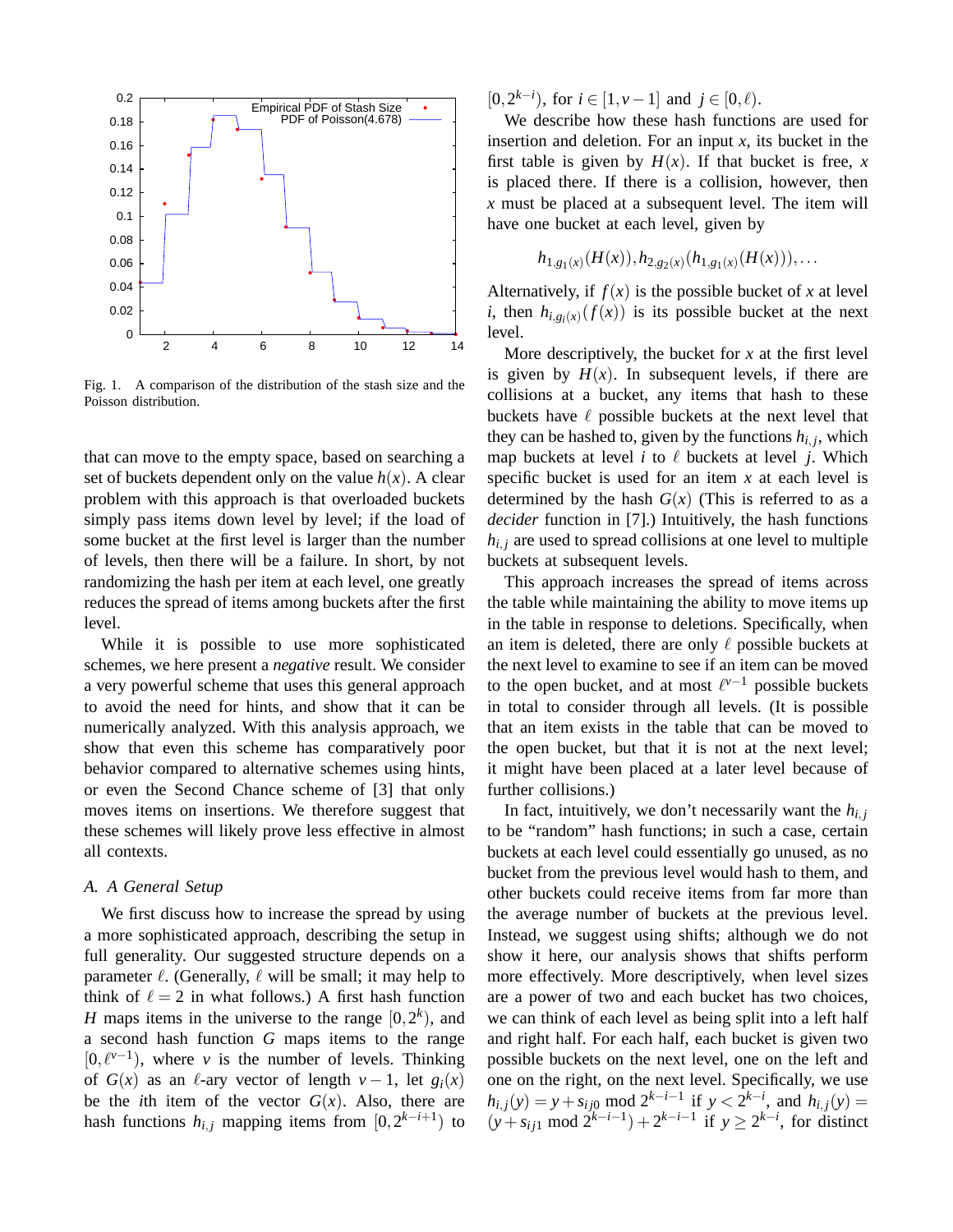Fig. 1. A comparison of the distribution of the stash size and the Poisson distribution.

that can move to the empty space, based on searching a set of buckets dependent only on the value $h(x)$. A clear problem with this approach is that overloaded buckets simply pass items down level by level; if the load of some bucket at the first level is larger than the number of levels, then there will be a failure. In short, by not randomizing the hash per item at each level, one greatly reduces the spread of items among buckets after the first level.

While it is possible to use more sophisticated schemes, we here present a *negative* result. We consider a very powerful scheme that uses this general approach to avoid the need for hints, and show that it can be numerically analyzed. With this analysis approach, we show that even this scheme has comparatively poor behavior compared to alternative schemes using hints, or even the Second Chance scheme of [3] that only moves items on insertions. We therefore suggest that these schemes will likely prove less effective in almost all contexts.

### A. A General Setup

We first discuss how to increase the spread by using a more sophisticated approach, describing the setup in full generality. Our suggested structure depends on a parameter $\ell$. (Generally, $\ell$ will be small; it may help to think of $\ell = 2$ in what follows.) A first hash function $H$ maps items in the universe to the range $[0, 2^k)$, and a second hash function $G$ maps items to the range $[0, \ell^{v-1})$, where $v$ is the number of levels. Thinking of $G(x)$ as an $\ell$-ary vector of length $v-1$, let $g_i(x)$ be the $i$th item of the vector $G(x)$. Also, there are hash functions $h_{i,j}$ mapping items from $[0, 2^{k-i+1})$ to $[0, 2^{k-i})$, for $i \in [1, v-1]$ and $j \in [0, \ell)$.

We describe how these hash functions are used for insertion and deletion. For an input $x$, its bucket in the first table is given by $H(x)$. If that bucket is free, $x$ is placed there. If there is a collision, however, then $x$ must be placed at a subsequent level. The item will have one bucket at each level, given by

$$h_{1,g_1(x)}(H(x)), h_{2,g_2(x)}(h_{1,g_1(x)}(H(x))), \ldots$$

Alternatively, if $f(x)$ is the possible bucket of $x$ at level $i$, then $h_{i,g_i(x)}(f(x))$ is its possible bucket at the next level.

More descriptively, the bucket for $x$ at the first level is given by $H(x)$. In subsequent levels, if there are collisions at a bucket, any items that hash to these buckets have $\ell$ possible buckets at the next level that they can be hashed to, given by the functions $h_{i,j}$, which map buckets at level $i$ to $\ell$ buckets at level $j$. Which specific bucket is used for an item $x$ at each level is determined by the hash $G(x)$ (This is referred to as a *decider* function in [7].) Intuitively, the hash functions $h_{i,j}$ are used to spread collisions at one level to multiple buckets at subsequent levels.

This approach increases the spread of items across the table while maintaining the ability to move items up in the table in response to deletions. Specifically, when an item is deleted, there are only $\ell$ possible buckets at the next level to examine to see if an item can be moved to the open bucket, and at most $\ell^{v-1}$ possible buckets in total to consider through all levels. (It is possible that an item exists in the table that can be moved to the open bucket, but that it is not at the next level; it might have been placed at a later level because of further collisions.)

In fact, intuitively, we don't necessarily want the $h_{i,j}$ to be "random" hash functions; in such a case, certain buckets at each level could essentially go unused, as no bucket from the previous level would hash to them, and other buckets could receive items from far more than the average number of buckets at the previous level. Instead, we suggest using shifts; although we do not show it here, our analysis shows that shifts perform more effectively. More descriptively, when level sizes are a power of two and each bucket has two choices, we can think of each level as being split into a left half and right half. For each half, each bucket is given two possible buckets on the next level, one on the left and one on the right, on the next level. Specifically, we use $h_{i,j}(y) = y + s_{ij0} \bmod 2^{k-i-1}$ if $y < 2^{k-i}$, and $h_{i,j}(y) = (y + s_{ij1} \bmod 2^{k-i-1}) + 2^{k-i-1}$ if $y \geq 2^{k-i}$, for distinct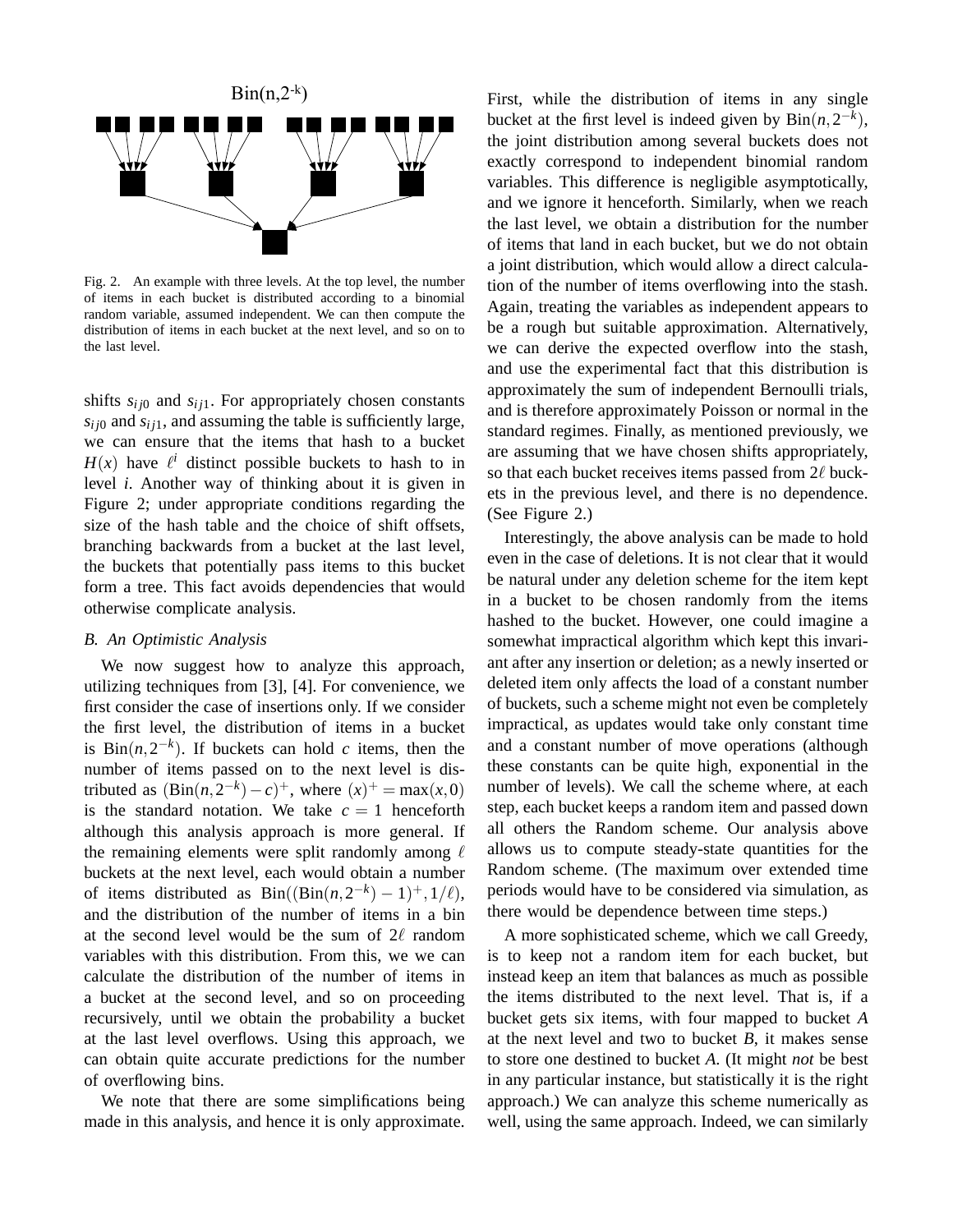Fig. 2. An example with three levels. At the top level, the number of items in each bucket is distributed according to a binomial random variable, assumed independent. We can then compute the distribution of items in each bucket at the next level, and so on to the last level.

shifts $s_{ij0}$ and $s_{ij1}$. For appropriately chosen constants $s_{ij0}$ and $s_{ij1}$, and assuming the table is sufficiently large, we can ensure that the items that hash to a bucket $H(x)$ have $\ell^i$ distinct possible buckets to hash to in level $i$. Another way of thinking about it is given in Figure 2; under appropriate conditions regarding the size of the hash table and the choice of shift offsets, branching backwards from a bucket at the last level, the buckets that potentially pass items to this bucket form a tree. This fact avoids dependencies that would otherwise complicate analysis.

### *B. An Optimistic Analysis*

We now suggest how to analyze this approach, utilizing techniques from [3], [4]. For convenience, we first consider the case of insertions only. If we consider the first level, the distribution of items in a bucket is $\text{Bin}(n, 2^{-k})$. If buckets can hold $c$ items, then the number of items passed on to the next level is distributed as $(\text{Bin}(n, 2^{-k}) - c)^+$, where $(x)^+ = \max(x, 0)$ is the standard notation. We take $c = 1$ henceforth although this analysis approach is more general. If the remaining elements were split randomly among $\ell$ buckets at the next level, each would obtain a number of items distributed as $\text{Bin}((\text{Bin}(n, 2^{-k}) - 1)^+, 1/\ell)$, and the distribution of the number of items in a bin at the second level would be the sum of $2\ell$ random variables with this distribution. From this, we we can calculate the distribution of the number of items in a bucket at the second level, and so on proceeding recursively, until we obtain the probability a bucket at the last level overflows. Using this approach, we can obtain quite accurate predictions for the number of overflowing bins.

We note that there are some simplifications being made in this analysis, and hence it is only approximate. First, while the distribution of items in any single bucket at the first level is indeed given by $\text{Bin}(n, 2^{-k})$, the joint distribution among several buckets does not exactly correspond to independent binomial random variables. This difference is negligible asymptotically, and we ignore it henceforth. Similarly, when we reach the last level, we obtain a distribution for the number of items that land in each bucket, but we do not obtain a joint distribution, which would allow a direct calculation of the number of items overflowing into the stash. Again, treating the variables as independent appears to be a rough but suitable approximation. Alternatively, we can derive the expected overflow into the stash, and use the experimental fact that this distribution is approximately the sum of independent Bernoulli trials, and is therefore approximately Poisson or normal in the standard regimes. Finally, as mentioned previously, we are assuming that we have chosen shifts appropriately, so that each bucket receives items passed from $2\ell$ buckets in the previous level, and there is no dependence. (See Figure 2.)

Interestingly, the above analysis can be made to hold even in the case of deletions. It is not clear that it would be natural under any deletion scheme for the item kept in a bucket to be chosen randomly from the items hashed to the bucket. However, one could imagine a somewhat impractical algorithm which kept this invariant after any insertion or deletion; as a newly inserted or deleted item only affects the load of a constant number of buckets, such a scheme might not even be completely impractical, as updates would take only constant time and a constant number of move operations (although these constants can be quite high, exponential in the number of levels). We call the scheme where, at each step, each bucket keeps a random item and passed down all others the Random scheme. Our analysis above allows us to compute steady-state quantities for the Random scheme. (The maximum over extended time periods would have to be considered via simulation, as there would be dependence between time steps.)

A more sophisticated scheme, which we call Greedy, is to keep not a random item for each bucket, but instead keep an item that balances as much as possible the items distributed to the next level. That is, if a bucket gets six items, with four mapped to bucket $A$ at the next level and two to bucket $B$, it makes sense to store one destined to bucket $A$. (It might *not* be best in any particular instance, but statistically it is the right approach.) We can analyze this scheme numerically as well, using the same approach. Indeed, we can similarly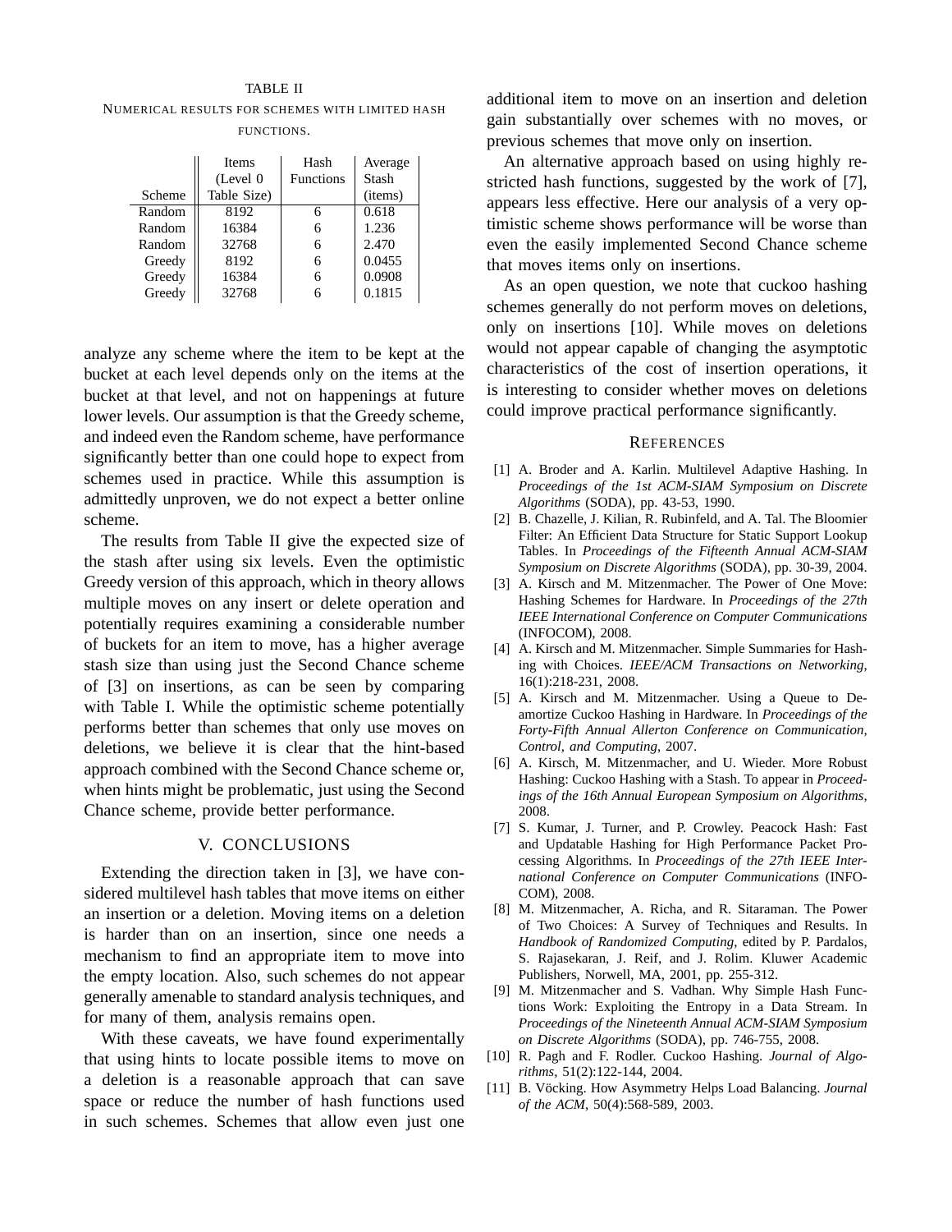TABLE II

NUMERICAL RESULTS FOR SCHEMES WITH LIMITED HASH FUNCTIONS.

| Scheme | Items (Level 0 Table Size) | Hash Functions | Average Stash (items) |
|---|---|---|---|
| Random | 8192 | 6 | 0.618 |
| Random | 16384 | 6 | 1.236 |
| Random | 32768 | 6 | 2.470 |
| Greedy | 8192 | 6 | 0.0455 |
| Greedy | 16384 | 6 | 0.0908 |
| Greedy | 32768 | 6 | 0.1815 |

analyze any scheme where the item to be kept at the bucket at each level depends only on the items at the bucket at that level, and not on happenings at future lower levels. Our assumption is that the Greedy scheme, and indeed even the Random scheme, have performance significantly better than one could hope to expect from schemes used in practice. While this assumption is admittedly unproven, we do not expect a better online scheme.

The results from Table II give the expected size of the stash after using six levels. Even the optimistic Greedy version of this approach, which in theory allows multiple moves on any insert or delete operation and potentially requires examining a considerable number of buckets for an item to move, has a higher average stash size than using just the Second Chance scheme of [3] on insertions, as can be seen by comparing with Table I. While the optimistic scheme potentially performs better than schemes that only use moves on deletions, we believe it is clear that the hint-based approach combined with the Second Chance scheme or, when hints might be problematic, just using the Second Chance scheme, provide better performance.

## V. CONCLUSIONS

Extending the direction taken in [3], we have considered multilevel hash tables that move items on either an insertion or a deletion. Moving items on a deletion is harder than on an insertion, since one needs a mechanism to find an appropriate item to move into the empty location. Also, such schemes do not appear generally amenable to standard analysis techniques, and for many of them, analysis remains open.

With these caveats, we have found experimentally that using hints to locate possible items to move on a deletion is a reasonable approach that can save space or reduce the number of hash functions used in such schemes. Schemes that allow even just one additional item to move on an insertion and deletion gain substantially over schemes with no moves, or previous schemes that move only on insertion.

An alternative approach based on using highly restricted hash functions, suggested by the work of [7], appears less effective. Here our analysis of a very optimistic scheme shows performance will be worse than even the easily implemented Second Chance scheme that moves items only on insertions.

As an open question, we note that cuckoo hashing schemes generally do not perform moves on deletions, only on insertions [10]. While moves on deletions would not appear capable of changing the asymptotic characteristics of the cost of insertion operations, it is interesting to consider whether moves on deletions could improve practical performance significantly.

## REFERENCES

[1] A. Broder and A. Karlin. Multilevel Adaptive Hashing. In *Proceedings of the 1st ACM-SIAM Symposium on Discrete Algorithms* (SODA), pp. 43-53, 1990.

[2] B. Chazelle, J. Kilian, R. Rubinfeld, and A. Tal. The Bloomier Filter: An Efficient Data Structure for Static Support Lookup Tables. In *Proceedings of the Fifteenth Annual ACM-SIAM Symposium on Discrete Algorithms* (SODA), pp. 30-39, 2004.

[3] A. Kirsch and M. Mitzenmacher. The Power of One Move: Hashing Schemes for Hardware. In *Proceedings of the 27th IEEE International Conference on Computer Communications* (INFOCOM), 2008.

[4] A. Kirsch and M. Mitzenmacher. Simple Summaries for Hashing with Choices. *IEEE/ACM Transactions on Networking*, 16(1):218-231, 2008.

[5] A. Kirsch and M. Mitzenmacher. Using a Queue to Deamortize Cuckoo Hashing in Hardware. In *Proceedings of the Forty-Fifth Annual Allerton Conference on Communication, Control, and Computing*, 2007.

[6] A. Kirsch, M. Mitzenmacher, and U. Wieder. More Robust Hashing: Cuckoo Hashing with a Stash. To appear in *Proceedings of the 16th Annual European Symposium on Algorithms*, 2008.

[7] S. Kumar, J. Turner, and P. Crowley. Peacock Hash: Fast and Updatable Hashing for High Performance Packet Processing Algorithms. In *Proceedings of the 27th IEEE International Conference on Computer Communications* (INFOCOM), 2008.

[8] M. Mitzenmacher, A. Richa, and R. Sitaraman. The Power of Two Choices: A Survey of Techniques and Results. In *Handbook of Randomized Computing*, edited by P. Pardalos, S. Rajasekaran, J. Reif, and J. Rolim. Kluwer Academic Publishers, Norwell, MA, 2001, pp. 255-312.

[9] M. Mitzenmacher and S. Vadhan. Why Simple Hash Functions Work: Exploiting the Entropy in a Data Stream. In *Proceedings of the Nineteenth Annual ACM-SIAM Symposium on Discrete Algorithms* (SODA), pp. 746-755, 2008.

[10] R. Pagh and F. Rodler. Cuckoo Hashing. *Journal of Algorithms*, 51(2):122-144, 2004.

[11] B. Vöcking. How Asymmetry Helps Load Balancing. *Journal of the ACM*, 50(4):568-589, 2003.